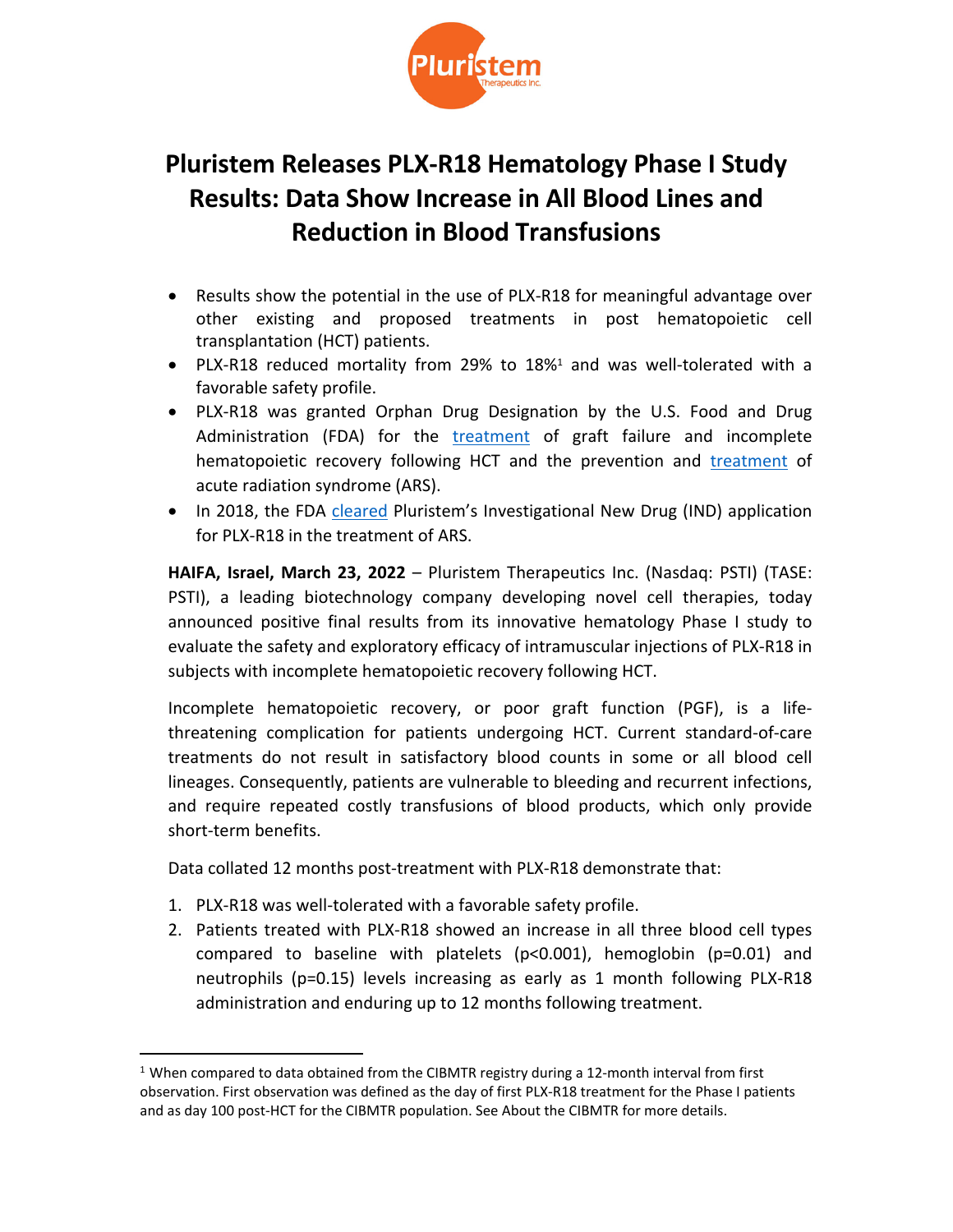# Pluristem Releases PLX-R18 Hematology Phase I Study Results: Data Show Increase in All Blood Lines and Reduction in Blood Transfusions

- Results show the potential in the use of PLX-R18 for meaningful advantage over other existing and proposed treatments in post hematopoietic cell transplantation (HCT) patients.
- PLX-R18 reduced mortality from 29% to 18%[1] and was well-tolerated with a favorable safety profile.
- PLX-R18 was granted Orphan Drug Designation by the U.S. Food and Drug Administration (FDA) for the treatment of graft failure and incomplete hematopoietic recovery following HCT and the prevention and treatment of acute radiation syndrome (ARS).
- In 2018, the FDA cleared Pluristem's Investigational New Drug (IND) application for PLX-R18 in the treatment of ARS.

**HAIFA, Israel, March 23, 2022** – Pluristem Therapeutics Inc. (Nasdaq: PSTI) (TASE: PSTI), a leading biotechnology company developing novel cell therapies, today announced positive final results from its innovative hematology Phase I study to evaluate the safety and exploratory efficacy of intramuscular injections of PLX-R18 in subjects with incomplete hematopoietic recovery following HCT.

Incomplete hematopoietic recovery, or poor graft function (PGF), is a life-threatening complication for patients undergoing HCT. Current standard-of-care treatments do not result in satisfactory blood counts in some or all blood cell lineages. Consequently, patients are vulnerable to bleeding and recurrent infections, and require repeated costly transfusions of blood products, which only provide short-term benefits.

Data collated 12 months post-treatment with PLX-R18 demonstrate that:

1. PLX-R18 was well-tolerated with a favorable safety profile.
2. Patients treated with PLX-R18 showed an increase in all three blood cell types compared to baseline with platelets ($p<0.001$), hemoglobin ($p=0.01$) and neutrophils ($p=0.15$) levels increasing as early as 1 month following PLX-R18 administration and enduring up to 12 months following treatment.

[1] When compared to data obtained from the CIBMTR registry during a 12-month interval from first observation. First observation was defined as the day of first PLX-R18 treatment for the Phase I patients and as day 100 post-HCT for the CIBMTR population. See About the CIBMTR for more details.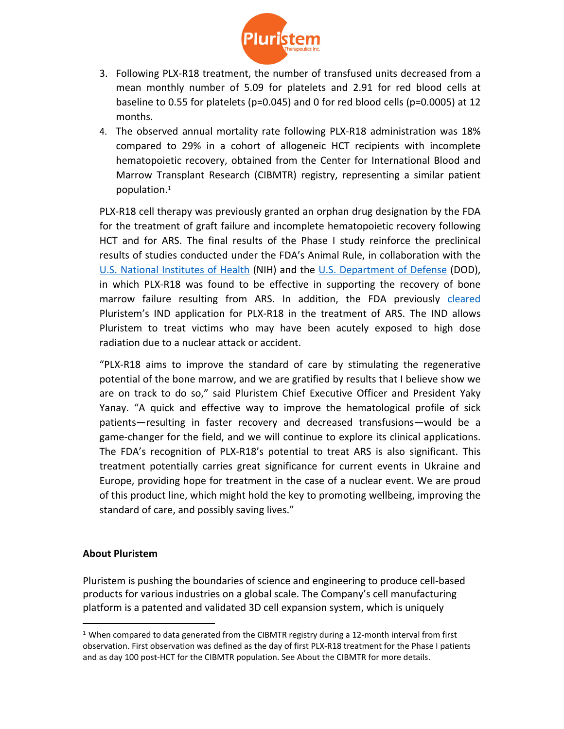3. Following PLX-R18 treatment, the number of transfused units decreased from a mean monthly number of 5.09 for platelets and 2.91 for red blood cells at baseline to 0.55 for platelets ($p=0.045$) and 0 for red blood cells ($p=0.0005$) at 12 months.
4. The observed annual mortality rate following PLX-R18 administration was 18% compared to 29% in a cohort of allogeneic HCT recipients with incomplete hematopoietic recovery, obtained from the Center for International Blood and Marrow Transplant Research (CIBMTR) registry, representing a similar patient population.[1]

PLX-R18 cell therapy was previously granted an orphan drug designation by the FDA for the treatment of graft failure and incomplete hematopoietic recovery following HCT and for ARS. The final results of the Phase I study reinforce the preclinical results of studies conducted under the FDA's Animal Rule, in collaboration with the U.S. National Institutes of Health (NIH) and the U.S. Department of Defense (DOD), in which PLX-R18 was found to be effective in supporting the recovery of bone marrow failure resulting from ARS. In addition, the FDA previously cleared Pluristem's IND application for PLX-R18 in the treatment of ARS. The IND allows Pluristem to treat victims who may have been acutely exposed to high dose radiation due to a nuclear attack or accident.

"PLX-R18 aims to improve the standard of care by stimulating the regenerative potential of the bone marrow, and we are gratified by results that I believe show we are on track to do so," said Pluristem Chief Executive Officer and President Yaky Yanay. "A quick and effective way to improve the hematological profile of sick patients—resulting in faster recovery and decreased transfusions—would be a game-changer for the field, and we will continue to explore its clinical applications. The FDA's recognition of PLX-R18's potential to treat ARS is also significant. This treatment potentially carries great significance for current events in Ukraine and Europe, providing hope for treatment in the case of a nuclear event. We are proud of this product line, which might hold the key to promoting wellbeing, improving the standard of care, and possibly saving lives."

**About Pluristem**

Pluristem is pushing the boundaries of science and engineering to produce cell-based products for various industries on a global scale. The Company's cell manufacturing platform is a patented and validated 3D cell expansion system, which is uniquely

[1] When compared to data generated from the CIBMTR registry during a 12-month interval from first observation. First observation was defined as the day of first PLX-R18 treatment for the Phase I patients and as day 100 post-HCT for the CIBMTR population. See About the CIBMTR for more details.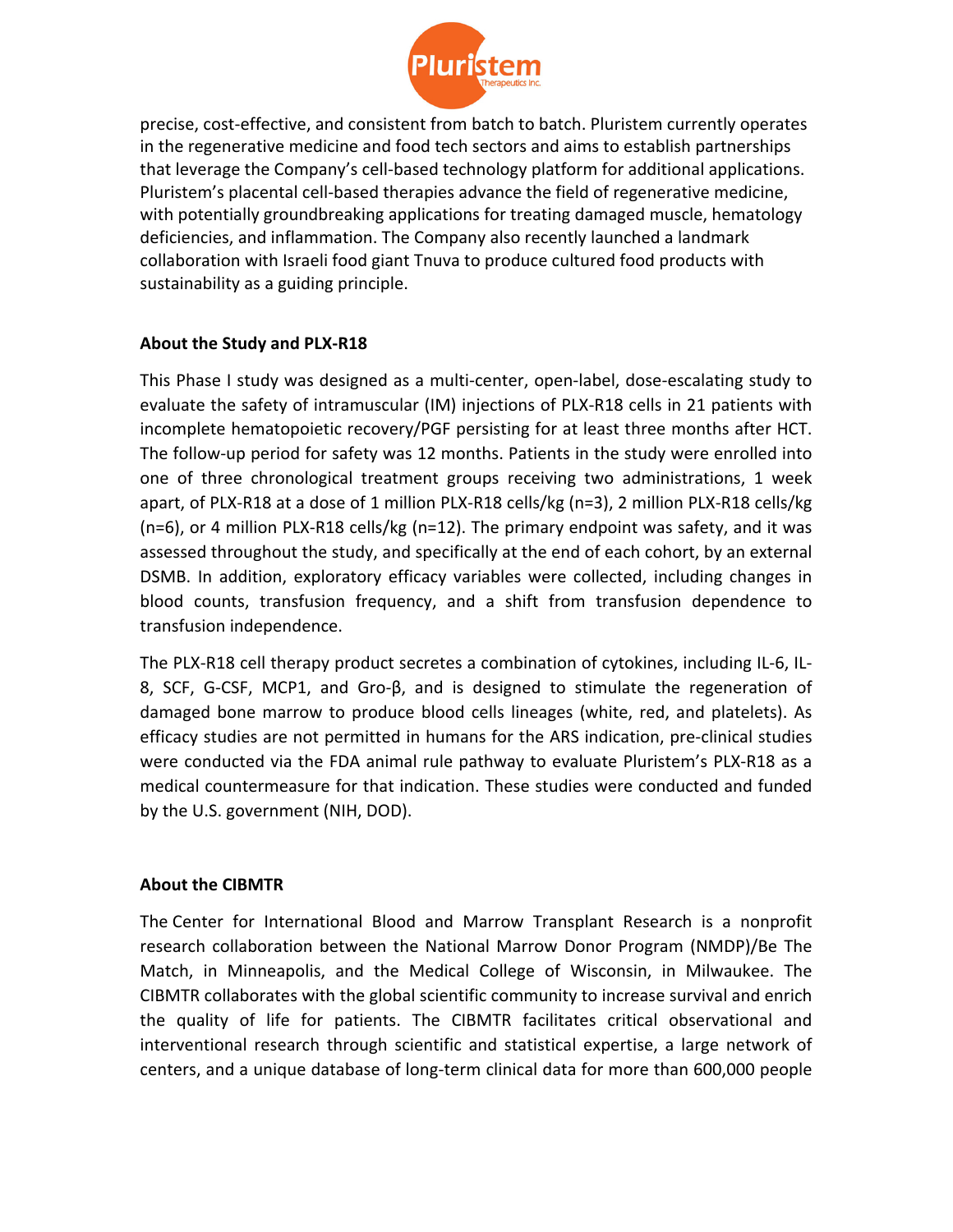precise, cost-effective, and consistent from batch to batch. Pluristem currently operates in the regenerative medicine and food tech sectors and aims to establish partnerships that leverage the Company's cell-based technology platform for additional applications. Pluristem's placental cell-based therapies advance the field of regenerative medicine, with potentially groundbreaking applications for treating damaged muscle, hematology deficiencies, and inflammation. The Company also recently launched a landmark collaboration with Israeli food giant Tnuva to produce cultured food products with sustainability as a guiding principle.

**About the Study and PLX-R18**

This Phase I study was designed as a multi-center, open-label, dose-escalating study to evaluate the safety of intramuscular (IM) injections of PLX-R18 cells in 21 patients with incomplete hematopoietic recovery/PGF persisting for at least three months after HCT. The follow-up period for safety was 12 months. Patients in the study were enrolled into one of three chronological treatment groups receiving two administrations, 1 week apart, of PLX-R18 at a dose of 1 million PLX-R18 cells/kg (n=3), 2 million PLX-R18 cells/kg (n=6), or 4 million PLX-R18 cells/kg (n=12). The primary endpoint was safety, and it was assessed throughout the study, and specifically at the end of each cohort, by an external DSMB. In addition, exploratory efficacy variables were collected, including changes in blood counts, transfusion frequency, and a shift from transfusion dependence to transfusion independence.

The PLX-R18 cell therapy product secretes a combination of cytokines, including IL-6, IL-8, SCF, G-CSF, MCP1, and Gro-β, and is designed to stimulate the regeneration of damaged bone marrow to produce blood cells lineages (white, red, and platelets). As efficacy studies are not permitted in humans for the ARS indication, pre-clinical studies were conducted via the FDA animal rule pathway to evaluate Pluristem's PLX-R18 as a medical countermeasure for that indication. These studies were conducted and funded by the U.S. government (NIH, DOD).

**About the CIBMTR**

The Center for International Blood and Marrow Transplant Research is a nonprofit research collaboration between the National Marrow Donor Program (NMDP)/Be The Match, in Minneapolis, and the Medical College of Wisconsin, in Milwaukee. The CIBMTR collaborates with the global scientific community to increase survival and enrich the quality of life for patients. The CIBMTR facilitates critical observational and interventional research through scientific and statistical expertise, a large network of centers, and a unique database of long-term clinical data for more than 600,000 people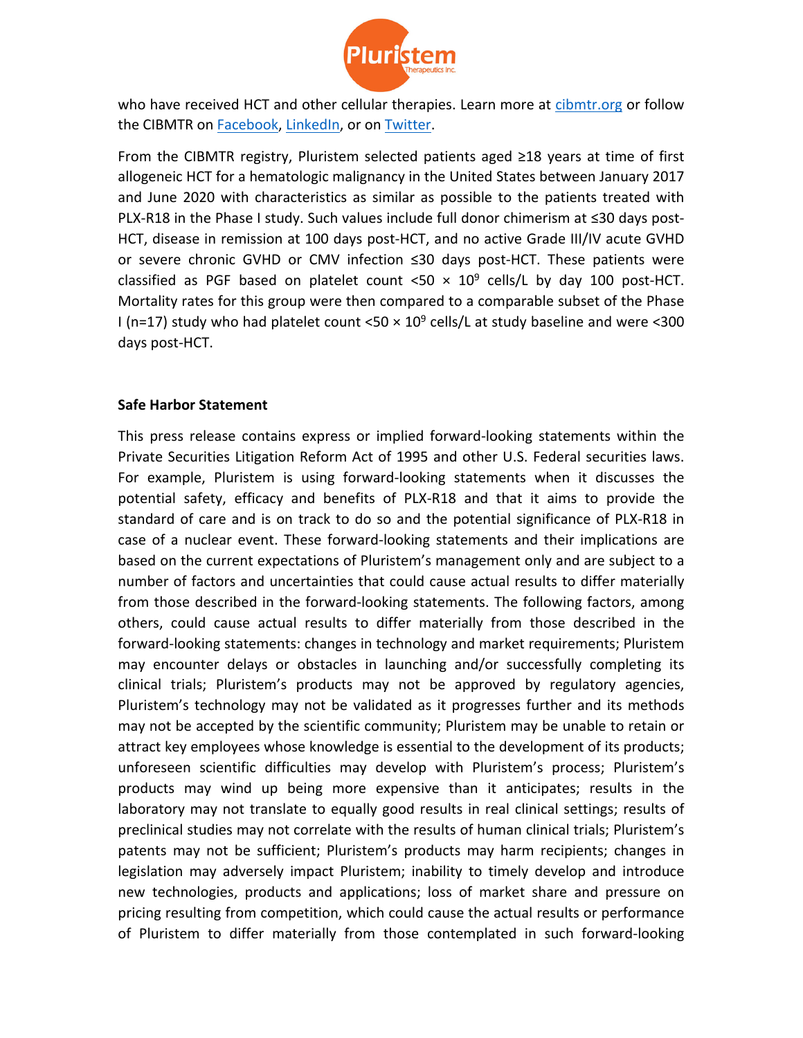who have received HCT and other cellular therapies. Learn more at cibmtr.org or follow the CIBMTR on Facebook, LinkedIn, or on Twitter.

From the CIBMTR registry, Pluristem selected patients aged ≥18 years at time of first allogeneic HCT for a hematologic malignancy in the United States between January 2017 and June 2020 with characteristics as similar as possible to the patients treated with PLX-R18 in the Phase I study. Such values include full donor chimerism at ≤30 days post-HCT, disease in remission at 100 days post-HCT, and no active Grade III/IV acute GVHD or severe chronic GVHD or CMV infection ≤30 days post-HCT. These patients were classified as PGF based on platelet count $<50 \times 10^9$ cells/L by day 100 post-HCT. Mortality rates for this group were then compared to a comparable subset of the Phase I (n=17) study who had platelet count $<50 \times 10^9$ cells/L at study baseline and were <300 days post-HCT.

**Safe Harbor Statement**

This press release contains express or implied forward-looking statements within the Private Securities Litigation Reform Act of 1995 and other U.S. Federal securities laws. For example, Pluristem is using forward-looking statements when it discusses the potential safety, efficacy and benefits of PLX-R18 and that it aims to provide the standard of care and is on track to do so and the potential significance of PLX-R18 in case of a nuclear event. These forward-looking statements and their implications are based on the current expectations of Pluristem's management only and are subject to a number of factors and uncertainties that could cause actual results to differ materially from those described in the forward-looking statements. The following factors, among others, could cause actual results to differ materially from those described in the forward-looking statements: changes in technology and market requirements; Pluristem may encounter delays or obstacles in launching and/or successfully completing its clinical trials; Pluristem's products may not be approved by regulatory agencies, Pluristem's technology may not be validated as it progresses further and its methods may not be accepted by the scientific community; Pluristem may be unable to retain or attract key employees whose knowledge is essential to the development of its products; unforeseen scientific difficulties may develop with Pluristem's process; Pluristem's products may wind up being more expensive than it anticipates; results in the laboratory may not translate to equally good results in real clinical settings; results of preclinical studies may not correlate with the results of human clinical trials; Pluristem's patents may not be sufficient; Pluristem's products may harm recipients; changes in legislation may adversely impact Pluristem; inability to timely develop and introduce new technologies, products and applications; loss of market share and pressure on pricing resulting from competition, which could cause the actual results or performance of Pluristem to differ materially from those contemplated in such forward-looking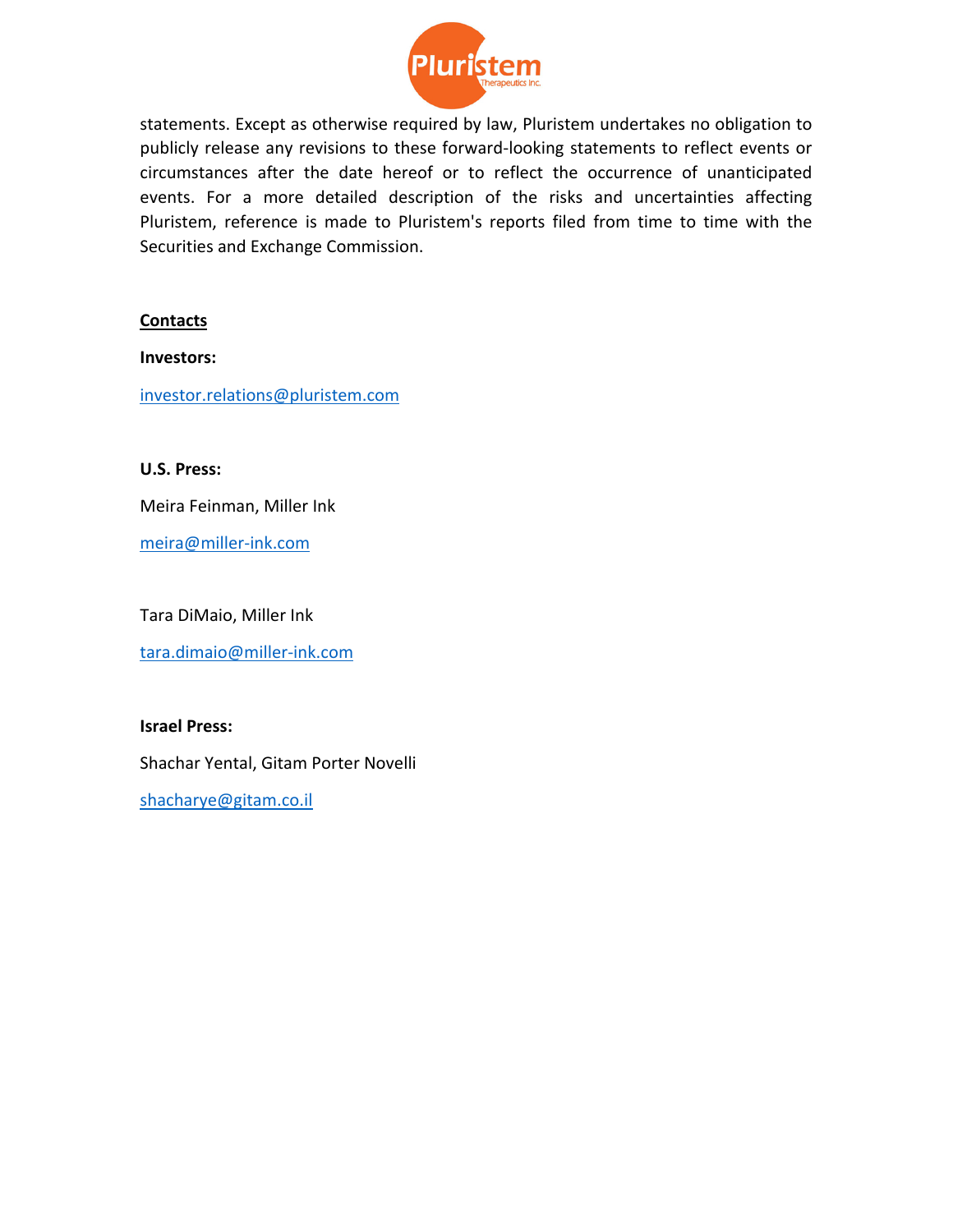statements. Except as otherwise required by law, Pluristem undertakes no obligation to publicly release any revisions to these forward-looking statements to reflect events or circumstances after the date hereof or to reflect the occurrence of unanticipated events. For a more detailed description of the risks and uncertainties affecting Pluristem, reference is made to Pluristem's reports filed from time to time with the Securities and Exchange Commission.

**Contacts**

**Investors:**

investor.relations@pluristem.com

**U.S. Press:**

Meira Feinman, Miller Ink

meira@miller-ink.com

Tara DiMaio, Miller Ink

tara.dimaio@miller-ink.com

**Israel Press:**

Shachar Yental, Gitam Porter Novelli

shacharye@gitam.co.il